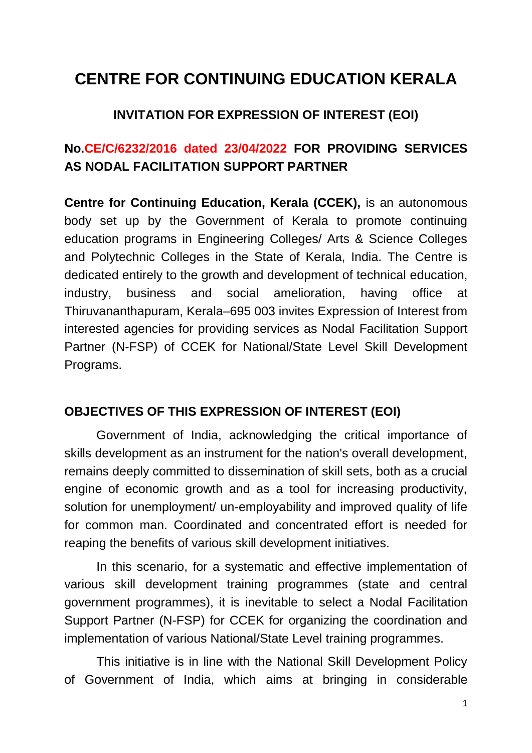# CENTRE FOR CONTINUING EDUCATION KERALA

## INVITATION FOR EXPRESSION OF INTEREST (EOI)

### No.CE/C/6232/2016 dated 23/04/2022 FOR PROVIDING SERVICES AS NODAL FACILITATION SUPPORT PARTNER

**Centre for Continuing Education, Kerala (CCEK),** is an autonomous body set up by the Government of Kerala to promote continuing education programs in Engineering Colleges/ Arts & Science Colleges and Polytechnic Colleges in the State of Kerala, India. The Centre is dedicated entirely to the growth and development of technical education, industry, business and social amelioration, having office at Thiruvananthapuram, Kerala–695 003 invites Expression of Interest from interested agencies for providing services as Nodal Facilitation Support Partner (N-FSP) of CCEK for National/State Level Skill Development Programs.

### OBJECTIVES OF THIS EXPRESSION OF INTEREST (EOI)

Government of India, acknowledging the critical importance of skills development as an instrument for the nation's overall development, remains deeply committed to dissemination of skill sets, both as a crucial engine of economic growth and as a tool for increasing productivity, solution for unemployment/ un-employability and improved quality of life for common man. Coordinated and concentrated effort is needed for reaping the benefits of various skill development initiatives.

In this scenario, for a systematic and effective implementation of various skill development training programmes (state and central government programmes), it is inevitable to select a Nodal Facilitation Support Partner (N-FSP) for CCEK for organizing the coordination and implementation of various National/State Level training programmes.

This initiative is in line with the National Skill Development Policy of Government of India, which aims at bringing in considerable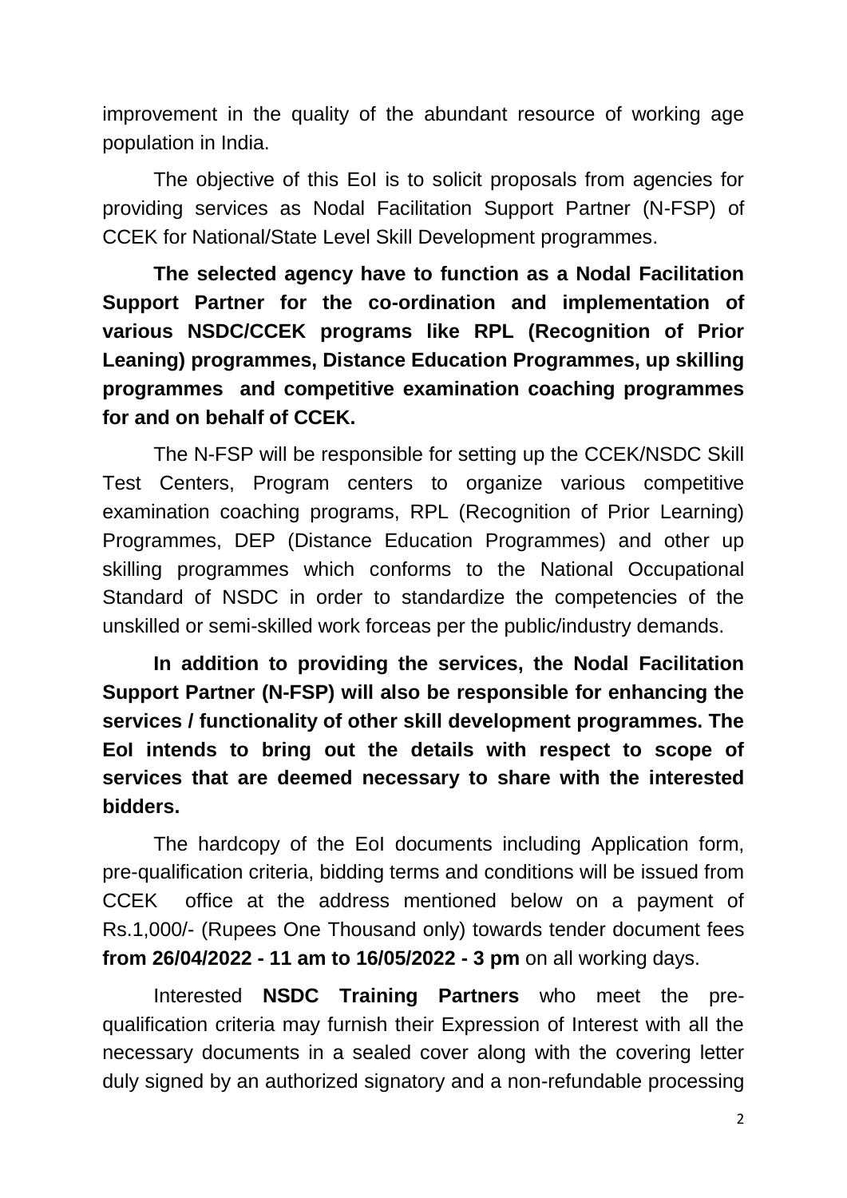improvement in the quality of the abundant resource of working age population in India.

The objective of this EoI is to solicit proposals from agencies for providing services as Nodal Facilitation Support Partner (N-FSP) of CCEK for National/State Level Skill Development programmes.

**The selected agency have to function as a Nodal Facilitation Support Partner for the co-ordination and implementation of various NSDC/CCEK programs like RPL (Recognition of Prior Leaning) programmes, Distance Education Programmes, up skilling programmes and competitive examination coaching programmes for and on behalf of CCEK.**

The N-FSP will be responsible for setting up the CCEK/NSDC Skill Test Centers, Program centers to organize various competitive examination coaching programs, RPL (Recognition of Prior Learning) Programmes, DEP (Distance Education Programmes) and other up skilling programmes which conforms to the National Occupational Standard of NSDC in order to standardize the competencies of the unskilled or semi-skilled work forceas per the public/industry demands.

**In addition to providing the services, the Nodal Facilitation Support Partner (N-FSP) will also be responsible for enhancing the services / functionality of other skill development programmes. The EoI intends to bring out the details with respect to scope of services that are deemed necessary to share with the interested bidders.**

The hardcopy of the EoI documents including Application form, pre-qualification criteria, bidding terms and conditions will be issued from CCEK office at the address mentioned below on a payment of Rs.1,000/- (Rupees One Thousand only) towards tender document fees **from 26/04/2022 - 11 am to 16/05/2022 - 3 pm** on all working days.

Interested **NSDC Training Partners** who meet the pre-qualification criteria may furnish their Expression of Interest with all the necessary documents in a sealed cover along with the covering letter duly signed by an authorized signatory and a non-refundable processing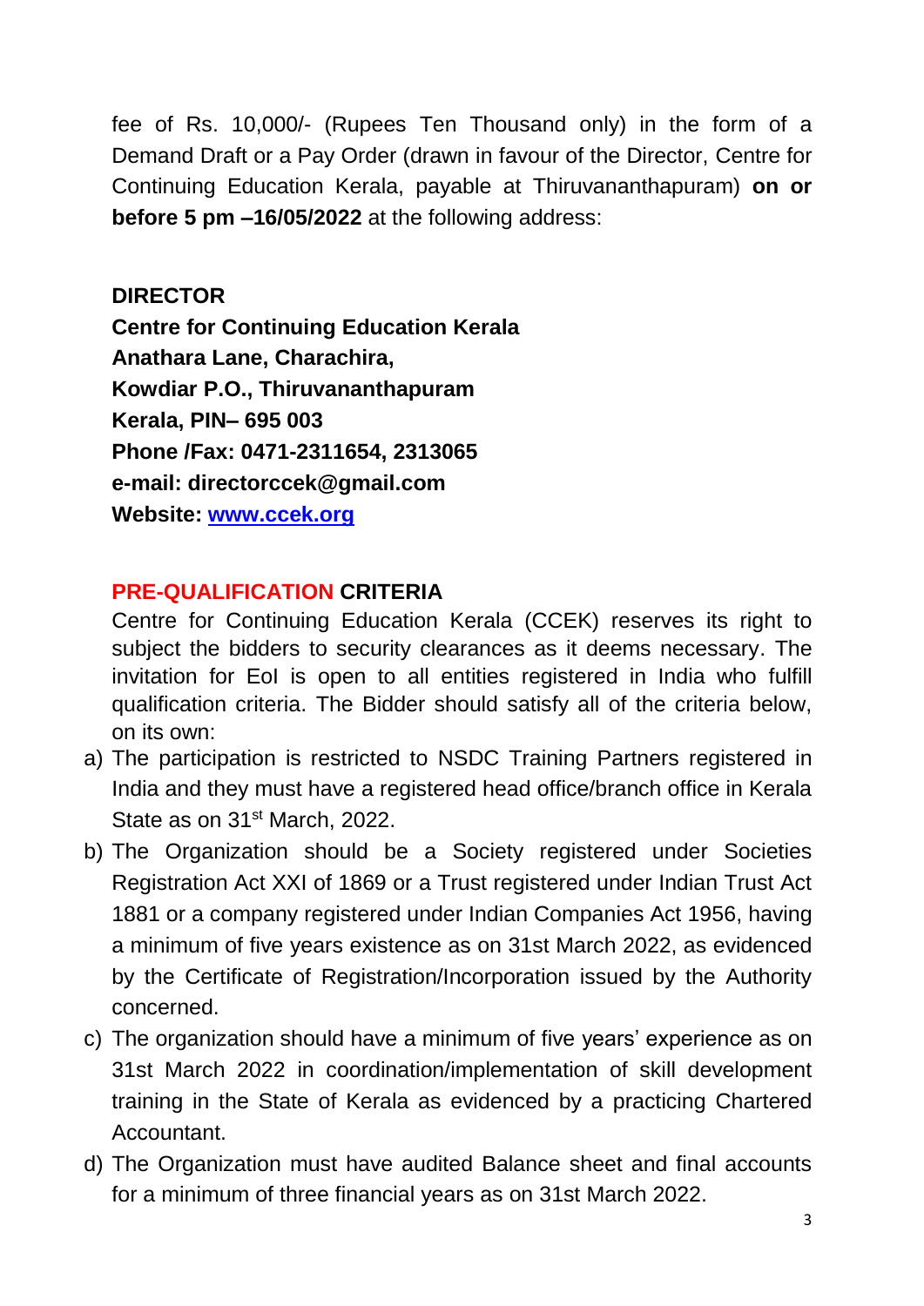fee of Rs. 10,000/- (Rupees Ten Thousand only) in the form of a Demand Draft or a Pay Order (drawn in favour of the Director, Centre for Continuing Education Kerala, payable at Thiruvananthapuram) **on or before 5 pm –16/05/2022** at the following address:

**DIRECTOR**
**Centre for Continuing Education Kerala**
**Anathara Lane, Charachira,**
**Kowdiar P.O., Thiruvananthapuram**
**Kerala, PIN– 695 003**
**Phone /Fax: 0471-2311654, 2313065**
**e-mail: directorccek@gmail.com**
**Website: [www.ccek.org](http://www.ccek.org)**

## PRE-QUALIFICATION CRITERIA

Centre for Continuing Education Kerala (CCEK) reserves its right to subject the bidders to security clearances as it deems necessary. The invitation for EoI is open to all entities registered in India who fulfill qualification criteria. The Bidder should satisfy all of the criteria below, on its own:

a) The participation is restricted to NSDC Training Partners registered in India and they must have a registered head office/branch office in Kerala State as on 31st March, 2022.
b) The Organization should be a Society registered under Societies Registration Act XXI of 1869 or a Trust registered under Indian Trust Act 1881 or a company registered under Indian Companies Act 1956, having a minimum of five years existence as on 31st March 2022, as evidenced by the Certificate of Registration/Incorporation issued by the Authority concerned.
c) The organization should have a minimum of five years' experience as on 31st March 2022 in coordination/implementation of skill development training in the State of Kerala as evidenced by a practicing Chartered Accountant.
d) The Organization must have audited Balance sheet and final accounts for a minimum of three financial years as on 31st March 2022.